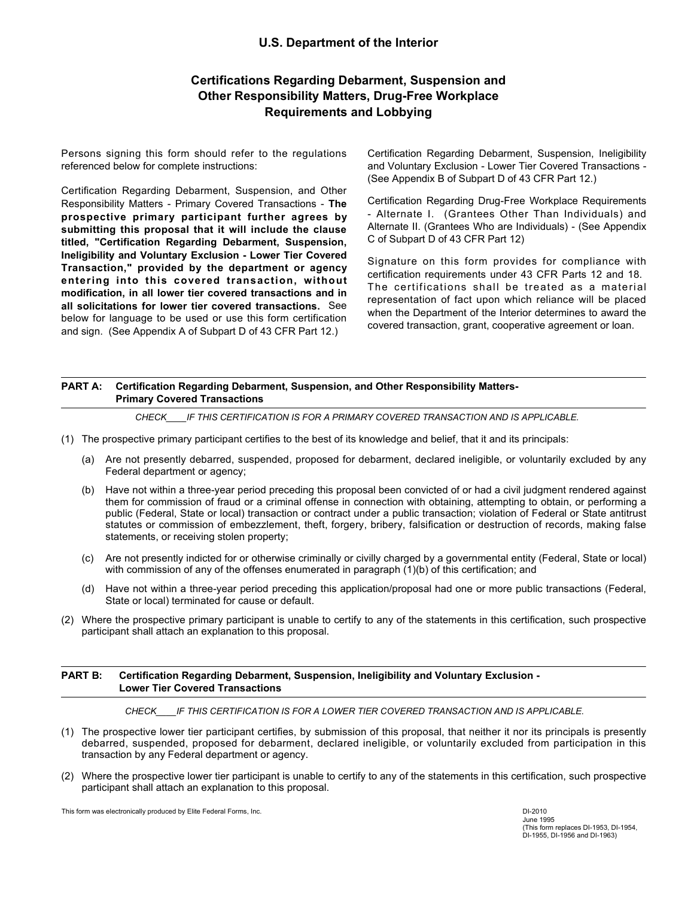# U.S. Department of the Interior

## Certifications Regarding Debarment, Suspension and Other Responsibility Matters, Drug-Free Workplace Requirements and Lobbying

Persons signing this form should refer to the regulations referenced below for complete instructions:

Certification Regarding Debarment, Suspension, and Other Responsibility Matters - Primary Covered Transactions - **The prospective primary participant further agrees by submitting this proposal that it will include the clause titled, "Certification Regarding Debarment, Suspension, Ineligibility and Voluntary Exclusion - Lower Tier Covered Transaction," provided by the department or agency entering into this covered transaction, without modification, in all lower tier covered transactions and in all solicitations for lower tier covered transactions.** See below for language to be used or use this form certification and sign. (See Appendix A of Subpart D of 43 CFR Part 12.)

Certification Regarding Debarment, Suspension, Ineligibility and Voluntary Exclusion - Lower Tier Covered Transactions - (See Appendix B of Subpart D of 43 CFR Part 12.)

Certification Regarding Drug-Free Workplace Requirements - Alternate I. (Grantees Other Than Individuals) and Alternate II. (Grantees Who are Individuals) - (See Appendix C of Subpart D of 43 CFR Part 12)

Signature on this form provides for compliance with certification requirements under 43 CFR Parts 12 and 18. The certifications shall be treated as a material representation of fact upon which reliance will be placed when the Department of the Interior determines to award the covered transaction, grant, cooperative agreement or loan.

---

**PART A: Certification Regarding Debarment, Suspension, and Other Responsibility Matters- Primary Covered Transactions**

*CHECK____IF THIS CERTIFICATION IS FOR A PRIMARY COVERED TRANSACTION AND IS APPLICABLE.*

(1) The prospective primary participant certifies to the best of its knowledge and belief, that it and its principals:

  (a) Are not presently debarred, suspended, proposed for debarment, declared ineligible, or voluntarily excluded by any Federal department or agency;

  (b) Have not within a three-year period preceding this proposal been convicted of or had a civil judgment rendered against them for commission of fraud or a criminal offense in connection with obtaining, attempting to obtain, or performing a public (Federal, State or local) transaction or contract under a public transaction; violation of Federal or State antitrust statutes or commission of embezzlement, theft, forgery, bribery, falsification or destruction of records, making false statements, or receiving stolen property;

  (c) Are not presently indicted for or otherwise criminally or civilly charged by a governmental entity (Federal, State or local) with commission of any of the offenses enumerated in paragraph (1)(b) of this certification; and

  (d) Have not within a three-year period preceding this application/proposal had one or more public transactions (Federal, State or local) terminated for cause or default.

(2) Where the prospective primary participant is unable to certify to any of the statements in this certification, such prospective participant shall attach an explanation to this proposal.

---

**PART B: Certification Regarding Debarment, Suspension, Ineligibility and Voluntary Exclusion - Lower Tier Covered Transactions**

*CHECK____IF THIS CERTIFICATION IS FOR A LOWER TIER COVERED TRANSACTION AND IS APPLICABLE.*

(1) The prospective lower tier participant certifies, by submission of this proposal, that neither it nor its principals is presently debarred, suspended, proposed for debarment, declared ineligible, or voluntarily excluded from participation in this transaction by any Federal department or agency.

(2) Where the prospective lower tier participant is unable to certify to any of the statements in this certification, such prospective participant shall attach an explanation to this proposal.

This form was electronically produced by Elite Federal Forms, Inc.

DI-2010
June 1995
(This form replaces DI-1953, DI-1954, DI-1955, DI-1956 and DI-1963)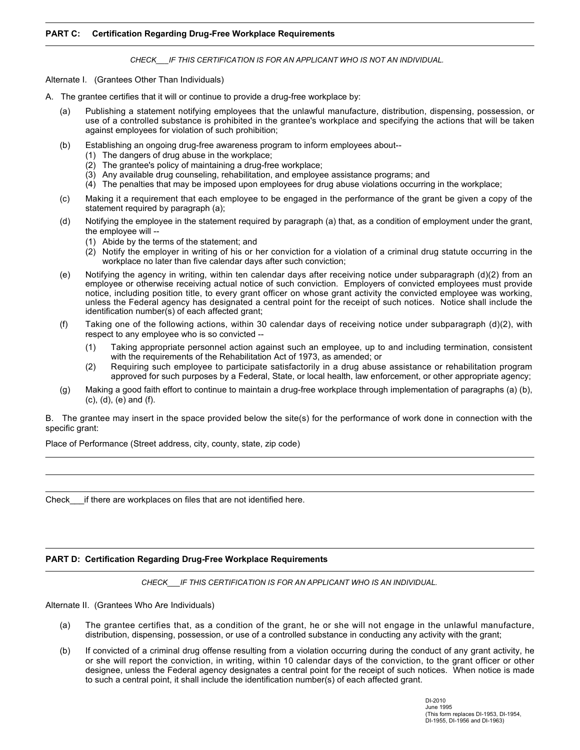## PART C: Certification Regarding Drug-Free Workplace Requirements

*CHECK___IF THIS CERTIFICATION IS FOR AN APPLICANT WHO IS NOT AN INDIVIDUAL.*

Alternate I. (Grantees Other Than Individuals)

A. The grantee certifies that it will or continue to provide a drug-free workplace by:

(a) Publishing a statement notifying employees that the unlawful manufacture, distribution, dispensing, possession, or use of a controlled substance is prohibited in the grantee's workplace and specifying the actions that will be taken against employees for violation of such prohibition;

(b) Establishing an ongoing drug-free awareness program to inform employees about--
  (1) The dangers of drug abuse in the workplace;
  (2) The grantee's policy of maintaining a drug-free workplace;
  (3) Any available drug counseling, rehabilitation, and employee assistance programs; and
  (4) The penalties that may be imposed upon employees for drug abuse violations occurring in the workplace;

(c) Making it a requirement that each employee to be engaged in the performance of the grant be given a copy of the statement required by paragraph (a);

(d) Notifying the employee in the statement required by paragraph (a) that, as a condition of employment under the grant, the employee will --
  (1) Abide by the terms of the statement; and
  (2) Notify the employer in writing of his or her conviction for a violation of a criminal drug statute occurring in the workplace no later than five calendar days after such conviction;

(e) Notifying the agency in writing, within ten calendar days after receiving notice under subparagraph (d)(2) from an employee or otherwise receiving actual notice of such conviction. Employers of convicted employees must provide notice, including position title, to every grant officer on whose grant activity the convicted employee was working, unless the Federal agency has designated a central point for the receipt of such notices. Notice shall include the identification number(s) of each affected grant;

(f) Taking one of the following actions, within 30 calendar days of receiving notice under subparagraph (d)(2), with respect to any employee who is so convicted --
  (1) Taking appropriate personnel action against such an employee, up to and including termination, consistent with the requirements of the Rehabilitation Act of 1973, as amended; or
  (2) Requiring such employee to participate satisfactorily in a drug abuse assistance or rehabilitation program approved for such purposes by a Federal, State, or local health, law enforcement, or other appropriate agency;

(g) Making a good faith effort to continue to maintain a drug-free workplace through implementation of paragraphs (a) (b), (c), (d), (e) and (f).

B. The grantee may insert in the space provided below the site(s) for the performance of work done in connection with the specific grant:

Place of Performance (Street address, city, county, state, zip code)

______________________________________________

______________________________________________

______________________________________________

Check___if there are workplaces on files that are not identified here.

## PART D: Certification Regarding Drug-Free Workplace Requirements

*CHECK___IF THIS CERTIFICATION IS FOR AN APPLICANT WHO IS AN INDIVIDUAL.*

Alternate II. (Grantees Who Are Individuals)

(a) The grantee certifies that, as a condition of the grant, he or she will not engage in the unlawful manufacture, distribution, dispensing, possession, or use of a controlled substance in conducting any activity with the grant;

(b) If convicted of a criminal drug offense resulting from a violation occurring during the conduct of any grant activity, he or she will report the conviction, in writing, within 10 calendar days of the conviction, to the grant officer or other designee, unless the Federal agency designates a central point for the receipt of such notices. When notice is made to such a central point, it shall include the identification number(s) of each affected grant.

DI-2010
June 1995
(This form replaces DI-1953, DI-1954, DI-1955, DI-1956 and DI-1963)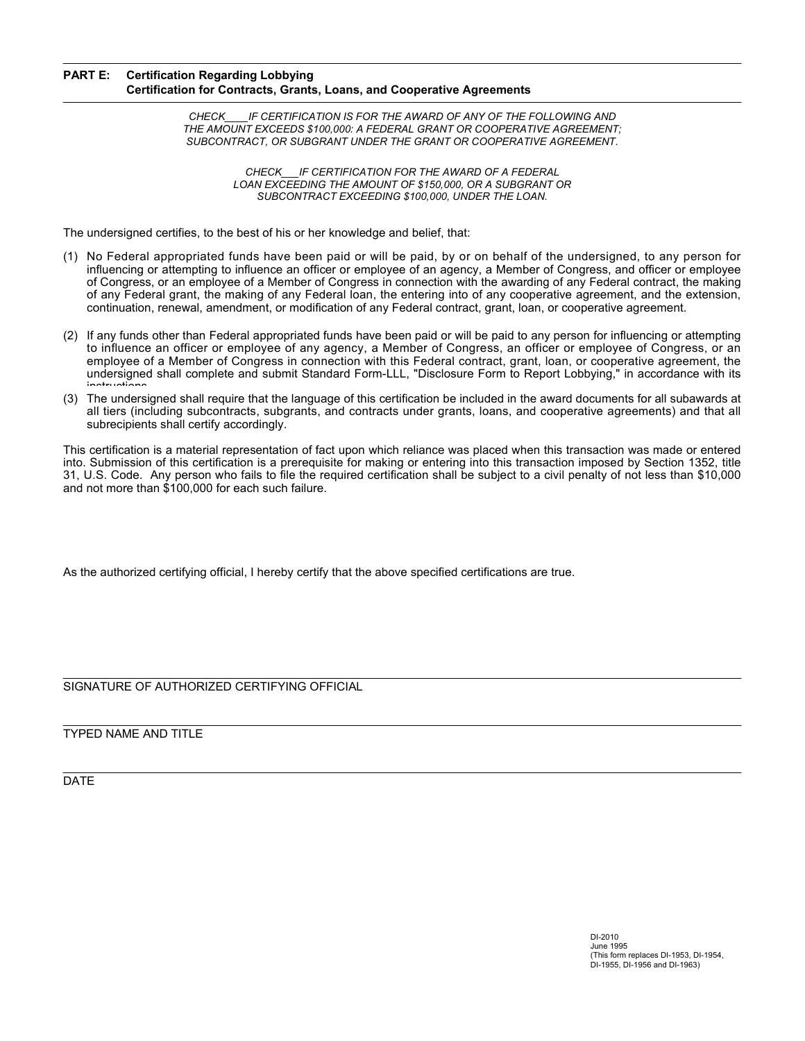**PART E: Certification Regarding Lobbying**
**Certification for Contracts, Grants, Loans, and Cooperative Agreements**

*CHECK\_\_\_\_IF CERTIFICATION IS FOR THE AWARD OF ANY OF THE FOLLOWING AND THE AMOUNT EXCEEDS $100,000: A FEDERAL GRANT OR COOPERATIVE AGREEMENT; SUBCONTRACT, OR SUBGRANT UNDER THE GRANT OR COOPERATIVE AGREEMENT.*

*CHECK\_\_\_IF CERTIFICATION FOR THE AWARD OF A FEDERAL LOAN EXCEEDING THE AMOUNT OF $150,000, OR A SUBGRANT OR SUBCONTRACT EXCEEDING $100,000, UNDER THE LOAN.*

The undersigned certifies, to the best of his or her knowledge and belief, that:

(1) No Federal appropriated funds have been paid or will be paid, by or on behalf of the undersigned, to any person for influencing or attempting to influence an officer or employee of an agency, a Member of Congress, and officer or employee of Congress, or an employee of a Member of Congress in connection with the awarding of any Federal contract, the making of any Federal grant, the making of any Federal loan, the entering into of any cooperative agreement, and the extension, continuation, renewal, amendment, or modification of any Federal contract, grant, loan, or cooperative agreement.

(2) If any funds other than Federal appropriated funds have been paid or will be paid to any person for influencing or attempting to influence an officer or employee of any agency, a Member of Congress, an officer or employee of Congress, or an employee of a Member of Congress in connection with this Federal contract, grant, loan, or cooperative agreement, the undersigned shall complete and submit Standard Form-LLL, "Disclosure Form to Report Lobbying," in accordance with its instructions.

(3) The undersigned shall require that the language of this certification be included in the award documents for all subawards at all tiers (including subcontracts, subgrants, and contracts under grants, loans, and cooperative agreements) and that all subrecipients shall certify accordingly.

This certification is a material representation of fact upon which reliance was placed when this transaction was made or entered into. Submission of this certification is a prerequisite for making or entering into this transaction imposed by Section 1352, title 31, U.S. Code. Any person who fails to file the required certification shall be subject to a civil penalty of not less than $10,000 and not more than $100,000 for each such failure.

As the authorized certifying official, I hereby certify that the above specified certifications are true.

---

SIGNATURE OF AUTHORIZED CERTIFYING OFFICIAL

---

TYPED NAME AND TITLE

---

DATE

DI-2010
June 1995
(This form replaces DI-1953, DI-1954, DI-1955, DI-1956 and DI-1963)